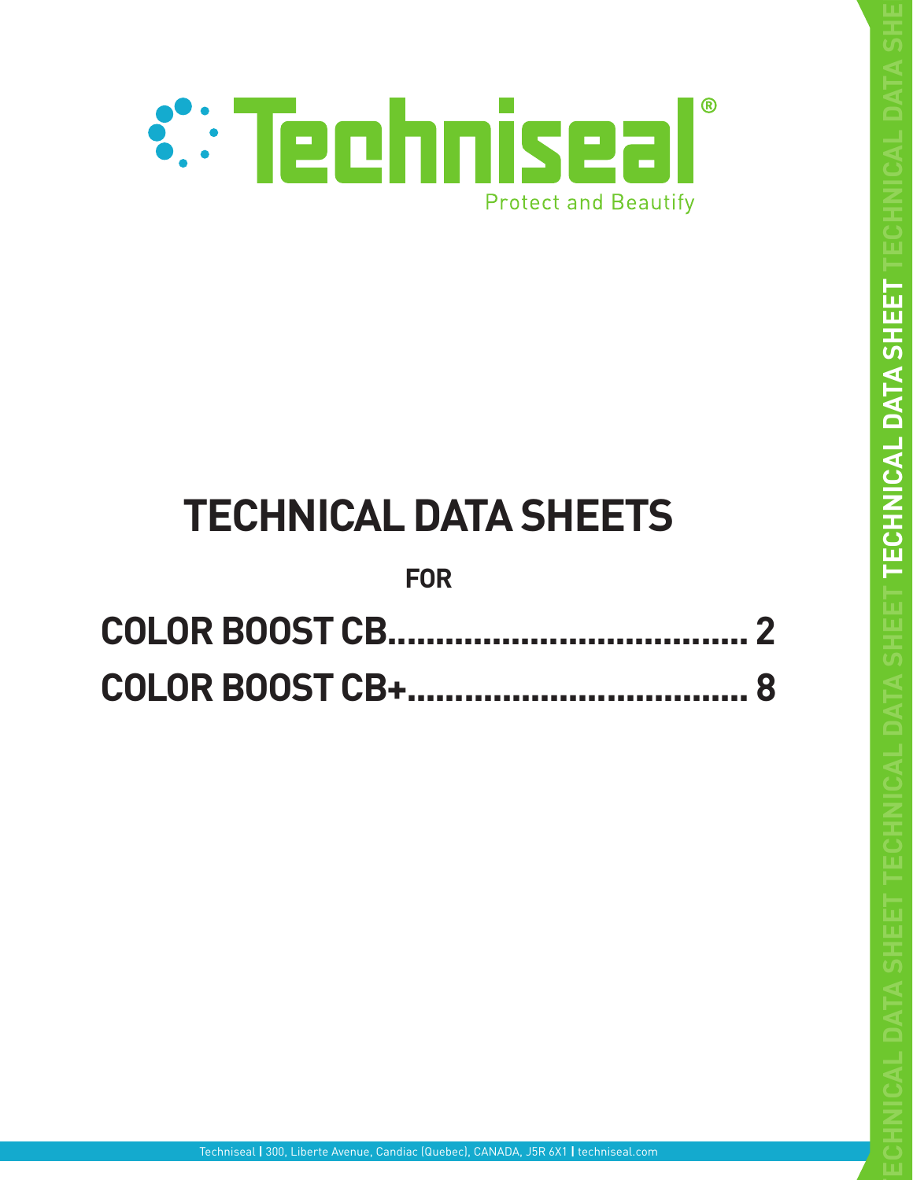Techniseal®

Protect and Beautify

# TECHNICAL DATA SHEETS

**FOR**

**COLOR BOOST CB...................................... 2**

**COLOR BOOST CB+.................................... 8**

Techniseal | 300, Liberte Avenue, Candiac (Quebec), CANADA, J5R 6X1 | techniseal.com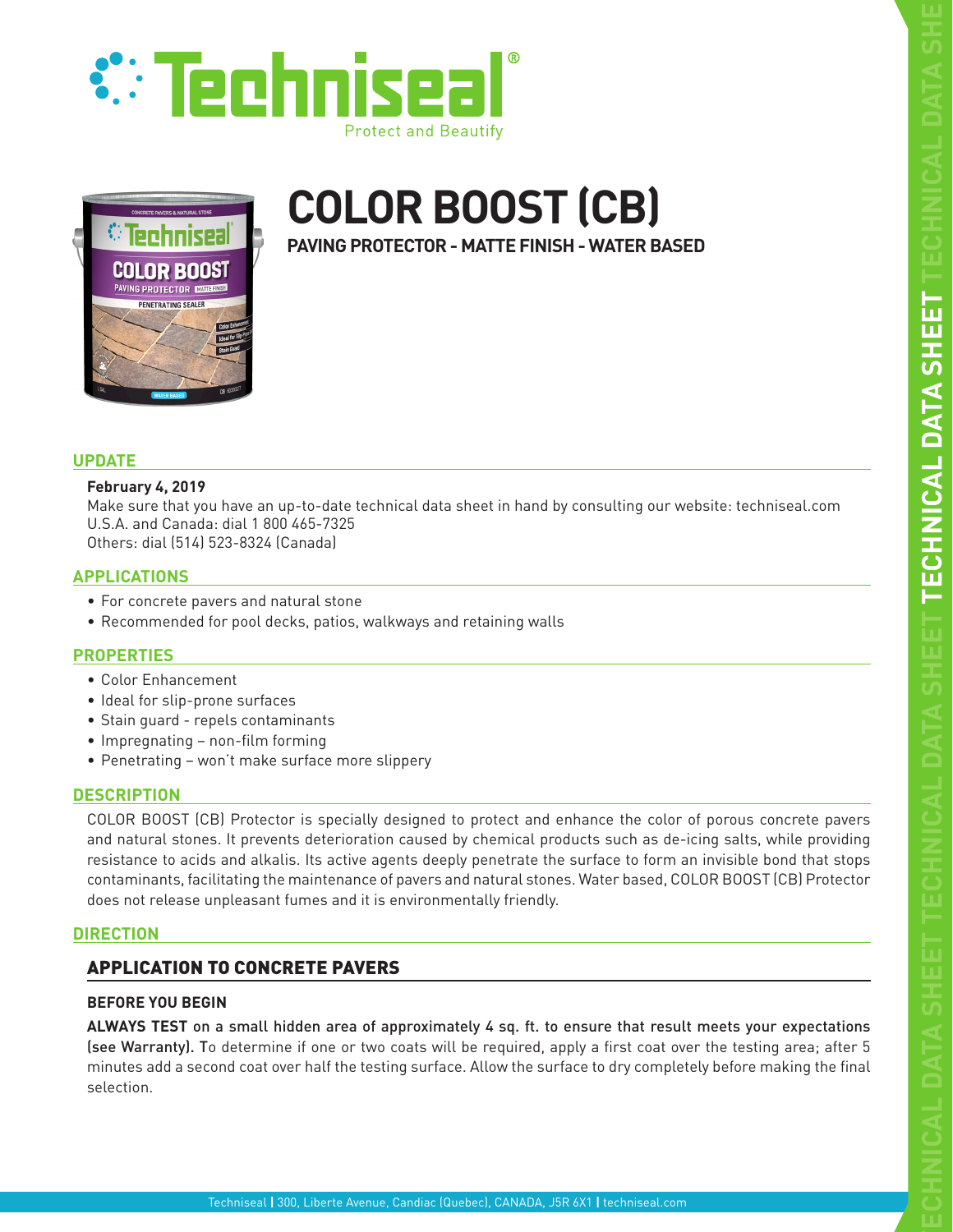# COLOR BOOST (CB)

**PAVING PROTECTOR - MATTE FINISH - WATER BASED**

## UPDATE

**February 4, 2019**
Make sure that you have an up-to-date technical data sheet in hand by consulting our website: techniseal.com
U.S.A. and Canada: dial 1 800 465-7325
Others: dial (514) 523-8324 (Canada)

## APPLICATIONS

- For concrete pavers and natural stone
- Recommended for pool decks, patios, walkways and retaining walls

## PROPERTIES

- Color Enhancement
- Ideal for slip-prone surfaces
- Stain guard - repels contaminants
- Impregnating – non-film forming
- Penetrating – won't make surface more slippery

## DESCRIPTION

COLOR BOOST (CB) Protector is specially designed to protect and enhance the color of porous concrete pavers and natural stones. It prevents deterioration caused by chemical products such as de-icing salts, while providing resistance to acids and alkalis. Its active agents deeply penetrate the surface to form an invisible bond that stops contaminants, facilitating the maintenance of pavers and natural stones. Water based, COLOR BOOST (CB) Protector does not release unpleasant fumes and it is environmentally friendly.

## DIRECTION

### APPLICATION TO CONCRETE PAVERS

**BEFORE YOU BEGIN**

**ALWAYS TEST on a small hidden area of approximately 4 sq. ft. to ensure that result meets your expectations (see Warranty).** To determine if one or two coats will be required, apply a first coat over the testing area; after 5 minutes add a second coat over half the testing surface. Allow the surface to dry completely before making the final selection.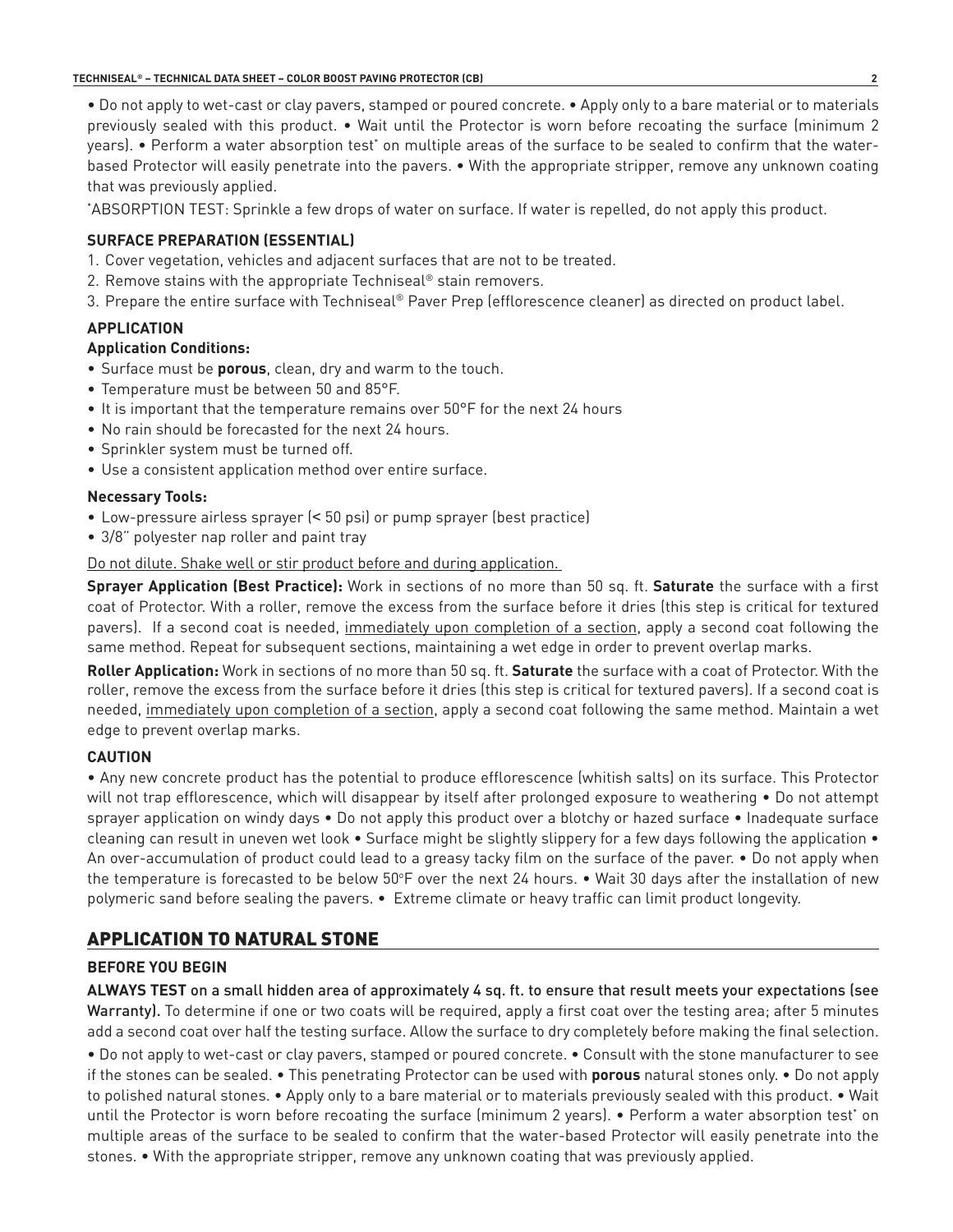• Do not apply to wet-cast or clay pavers, stamped or poured concrete. • Apply only to a bare material or to materials previously sealed with this product. • Wait until the Protector is worn before recoating the surface (minimum 2 years). • Perform a water absorption test* on multiple areas of the surface to be sealed to confirm that the water-based Protector will easily penetrate into the pavers. • With the appropriate stripper, remove any unknown coating that was previously applied.

*ABSORPTION TEST: Sprinkle a few drops of water on surface. If water is repelled, do not apply this product.

### SURFACE PREPARATION (ESSENTIAL)

1. Cover vegetation, vehicles and adjacent surfaces that are not to be treated.
2. Remove stains with the appropriate Techniseal® stain removers.
3. Prepare the entire surface with Techniseal® Paver Prep (efflorescence cleaner) as directed on product label.

### APPLICATION

#### Application Conditions:

- Surface must be **porous**, clean, dry and warm to the touch.
- Temperature must be between 50 and 85°F.
- It is important that the temperature remains over 50°F for the next 24 hours
- No rain should be forecasted for the next 24 hours.
- Sprinkler system must be turned off.
- Use a consistent application method over entire surface.

#### Necessary Tools:

- Low-pressure airless sprayer (< 50 psi) or pump sprayer (best practice)
- 3/8" polyester nap roller and paint tray

Do not dilute. Shake well or stir product before and during application.

**Sprayer Application (Best Practice):** Work in sections of no more than 50 sq. ft. **Saturate** the surface with a first coat of Protector. With a roller, remove the excess from the surface before it dries (this step is critical for textured pavers). If a second coat is needed, immediately upon completion of a section, apply a second coat following the same method. Repeat for subsequent sections, maintaining a wet edge in order to prevent overlap marks.

**Roller Application:** Work in sections of no more than 50 sq. ft. **Saturate** the surface with a coat of Protector. With the roller, remove the excess from the surface before it dries (this step is critical for textured pavers). If a second coat is needed, immediately upon completion of a section, apply a second coat following the same method. Maintain a wet edge to prevent overlap marks.

### CAUTION

• Any new concrete product has the potential to produce efflorescence (whitish salts) on its surface. This Protector will not trap efflorescence, which will disappear by itself after prolonged exposure to weathering • Do not attempt sprayer application on windy days • Do not apply this product over a blotchy or hazed surface • Inadequate surface cleaning can result in uneven wet look • Surface might be slightly slippery for a few days following the application • An over-accumulation of product could lead to a greasy tacky film on the surface of the paver. • Do not apply when the temperature is forecasted to be below 50°F over the next 24 hours. • Wait 30 days after the installation of new polymeric sand before sealing the pavers. • Extreme climate or heavy traffic can limit product longevity.

## APPLICATION TO NATURAL STONE

### BEFORE YOU BEGIN

**ALWAYS TEST** on a small hidden area of approximately 4 sq. ft. to ensure that result meets your expectations (see Warranty). To determine if one or two coats will be required, apply a first coat over the testing area; after 5 minutes add a second coat over half the testing surface. Allow the surface to dry completely before making the final selection.

• Do not apply to wet-cast or clay pavers, stamped or poured concrete. • Consult with the stone manufacturer to see if the stones can be sealed. • This penetrating Protector can be used with **porous** natural stones only. • Do not apply to polished natural stones. • Apply only to a bare material or to materials previously sealed with this product. • Wait until the Protector is worn before recoating the surface (minimum 2 years). • Perform a water absorption test* on multiple areas of the surface to be sealed to confirm that the water-based Protector will easily penetrate into the stones. • With the appropriate stripper, remove any unknown coating that was previously applied.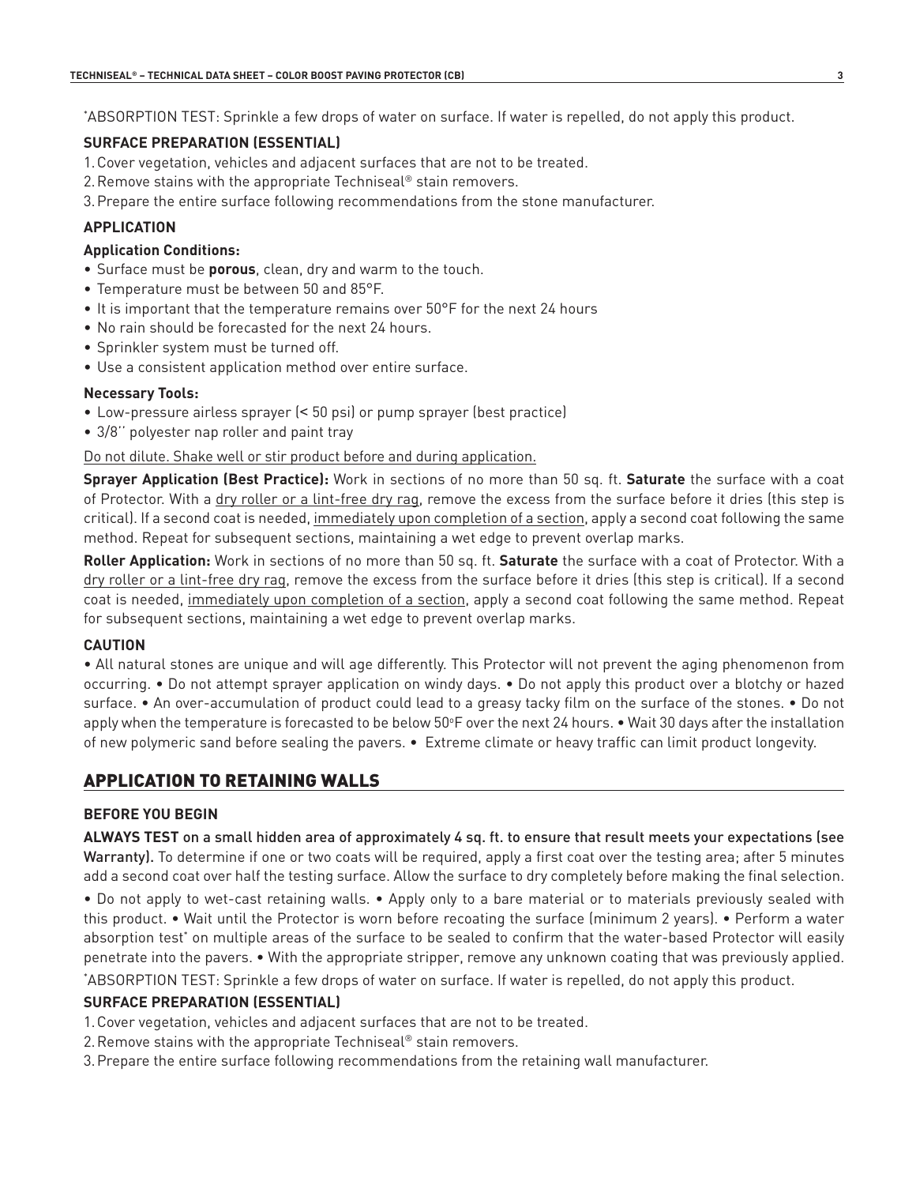*ABSORPTION TEST: Sprinkle a few drops of water on surface. If water is repelled, do not apply this product.

**SURFACE PREPARATION (ESSENTIAL)**

1. Cover vegetation, vehicles and adjacent surfaces that are not to be treated.
2. Remove stains with the appropriate Techniseal® stain removers.
3. Prepare the entire surface following recommendations from the stone manufacturer.

**APPLICATION**

**Application Conditions:**

- Surface must be **porous**, clean, dry and warm to the touch.
- Temperature must be between 50 and 85°F.
- It is important that the temperature remains over 50°F for the next 24 hours
- No rain should be forecasted for the next 24 hours.
- Sprinkler system must be turned off.
- Use a consistent application method over entire surface.

**Necessary Tools:**

- Low-pressure airless sprayer (< 50 psi) or pump sprayer (best practice)
- 3/8'' polyester nap roller and paint tray

<u>Do not dilute. Shake well or stir product before and during application.</u>

**Sprayer Application (Best Practice):** Work in sections of no more than 50 sq. ft. **Saturate** the surface with a coat of Protector. With a <u>dry roller or a lint-free dry rag</u>, remove the excess from the surface before it dries (this step is critical). If a second coat is needed, <u>immediately upon completion of a section</u>, apply a second coat following the same method. Repeat for subsequent sections, maintaining a wet edge to prevent overlap marks.

**Roller Application:** Work in sections of no more than 50 sq. ft. **Saturate** the surface with a coat of Protector. With a <u>dry roller or a lint-free dry rag</u>, remove the excess from the surface before it dries (this step is critical). If a second coat is needed, <u>immediately upon completion of a section</u>, apply a second coat following the same method. Repeat for subsequent sections, maintaining a wet edge to prevent overlap marks.

**CAUTION**

• All natural stones are unique and will age differently. This Protector will not prevent the aging phenomenon from occurring. • Do not attempt sprayer application on windy days. • Do not apply this product over a blotchy or hazed surface. • An over-accumulation of product could lead to a greasy tacky film on the surface of the stones. • Do not apply when the temperature is forecasted to be below 50°F over the next 24 hours. • Wait 30 days after the installation of new polymeric sand before sealing the pavers. • Extreme climate or heavy traffic can limit product longevity.

## APPLICATION TO RETAINING WALLS

**BEFORE YOU BEGIN**

**ALWAYS TEST on a small hidden area of approximately 4 sq. ft. to ensure that result meets your expectations (see Warranty).** To determine if one or two coats will be required, apply a first coat over the testing area; after 5 minutes add a second coat over half the testing surface. Allow the surface to dry completely before making the final selection.

• Do not apply to wet-cast retaining walls. • Apply only to a bare material or to materials previously sealed with this product. • Wait until the Protector is worn before recoating the surface (minimum 2 years). • Perform a water absorption test* on multiple areas of the surface to be sealed to confirm that the water-based Protector will easily penetrate into the pavers. • With the appropriate stripper, remove any unknown coating that was previously applied.

*ABSORPTION TEST: Sprinkle a few drops of water on surface. If water is repelled, do not apply this product.

**SURFACE PREPARATION (ESSENTIAL)**

1. Cover vegetation, vehicles and adjacent surfaces that are not to be treated.
2. Remove stains with the appropriate Techniseal® stain removers.
3. Prepare the entire surface following recommendations from the retaining wall manufacturer.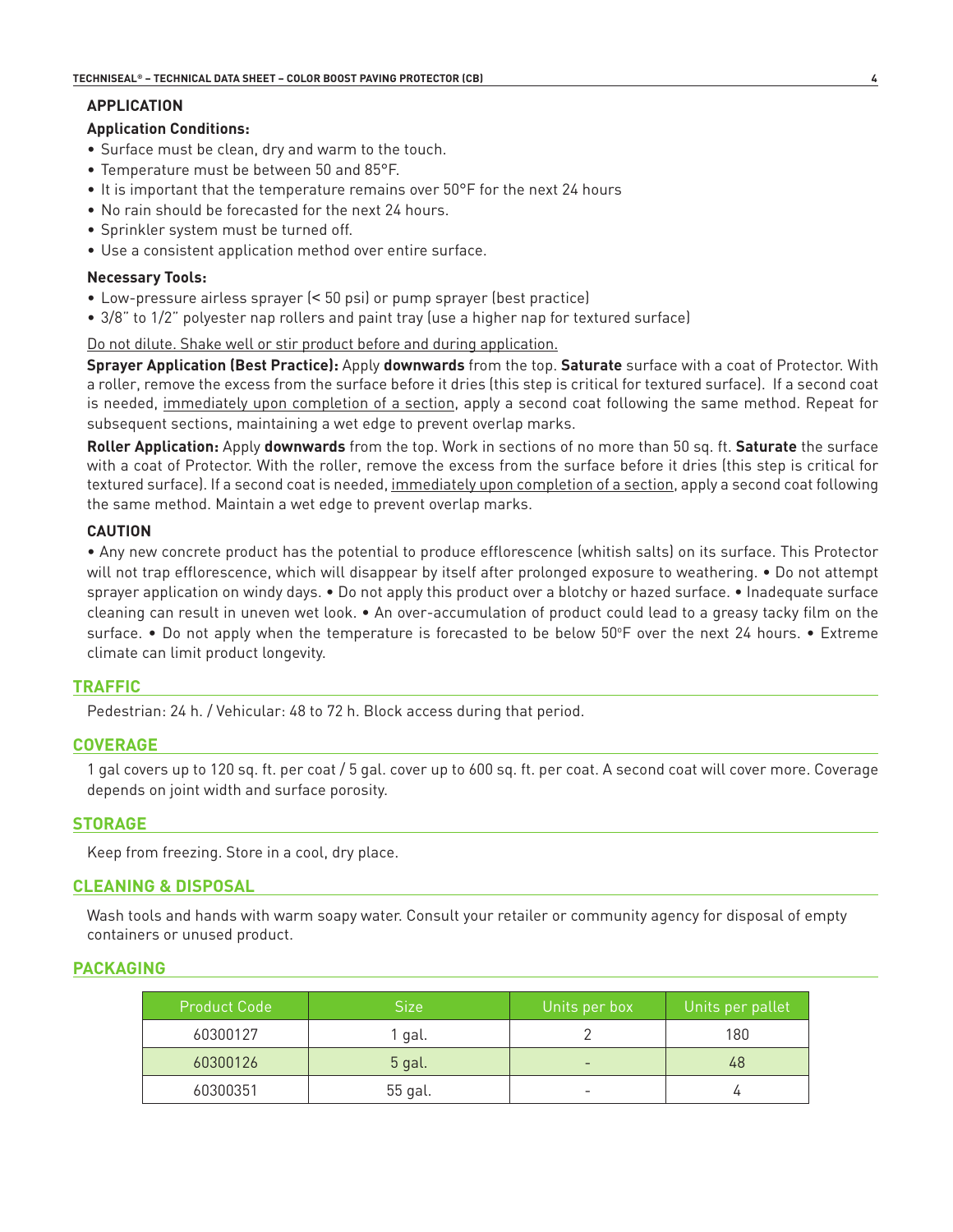### APPLICATION

**Application Conditions:**

- Surface must be clean, dry and warm to the touch.
- Temperature must be between 50 and 85°F.
- It is important that the temperature remains over 50°F for the next 24 hours
- No rain should be forecasted for the next 24 hours.
- Sprinkler system must be turned off.
- Use a consistent application method over entire surface.

**Necessary Tools:**

- Low-pressure airless sprayer (< 50 psi) or pump sprayer (best practice)
- 3/8" to 1/2" polyester nap rollers and paint tray (use a higher nap for textured surface)

<u>Do not dilute. Shake well or stir product before and during application.</u>

**Sprayer Application (Best Practice):** Apply **downwards** from the top. **Saturate** surface with a coat of Protector. With a roller, remove the excess from the surface before it dries (this step is critical for textured surface). If a second coat is needed, <u>immediately upon completion of a section</u>, apply a second coat following the same method. Repeat for subsequent sections, maintaining a wet edge to prevent overlap marks.

**Roller Application:** Apply **downwards** from the top. Work in sections of no more than 50 sq. ft. **Saturate** the surface with a coat of Protector. With the roller, remove the excess from the surface before it dries (this step is critical for textured surface). If a second coat is needed, <u>immediately upon completion of a section</u>, apply a second coat following the same method. Maintain a wet edge to prevent overlap marks.

### CAUTION

• Any new concrete product has the potential to produce efflorescence (whitish salts) on its surface. This Protector will not trap efflorescence, which will disappear by itself after prolonged exposure to weathering. • Do not attempt sprayer application on windy days. • Do not apply this product over a blotchy or hazed surface. • Inadequate surface cleaning can result in uneven wet look. • An over-accumulation of product could lead to a greasy tacky film on the surface. • Do not apply when the temperature is forecasted to be below 50°F over the next 24 hours. • Extreme climate can limit product longevity.

## TRAFFIC

Pedestrian: 24 h. / Vehicular: 48 to 72 h. Block access during that period.

## COVERAGE

1 gal covers up to 120 sq. ft. per coat / 5 gal. cover up to 600 sq. ft. per coat. A second coat will cover more. Coverage depends on joint width and surface porosity.

## STORAGE

Keep from freezing. Store in a cool, dry place.

## CLEANING & DISPOSAL

Wash tools and hands with warm soapy water. Consult your retailer or community agency for disposal of empty containers or unused product.

## PACKAGING

| Product Code | Size | Units per box | Units per pallet |
|---|---|---|---|
| 60300127 | 1 gal. | 2 | 180 |
| 60300126 | 5 gal. | - | 48 |
| 60300351 | 55 gal. | - | 4 |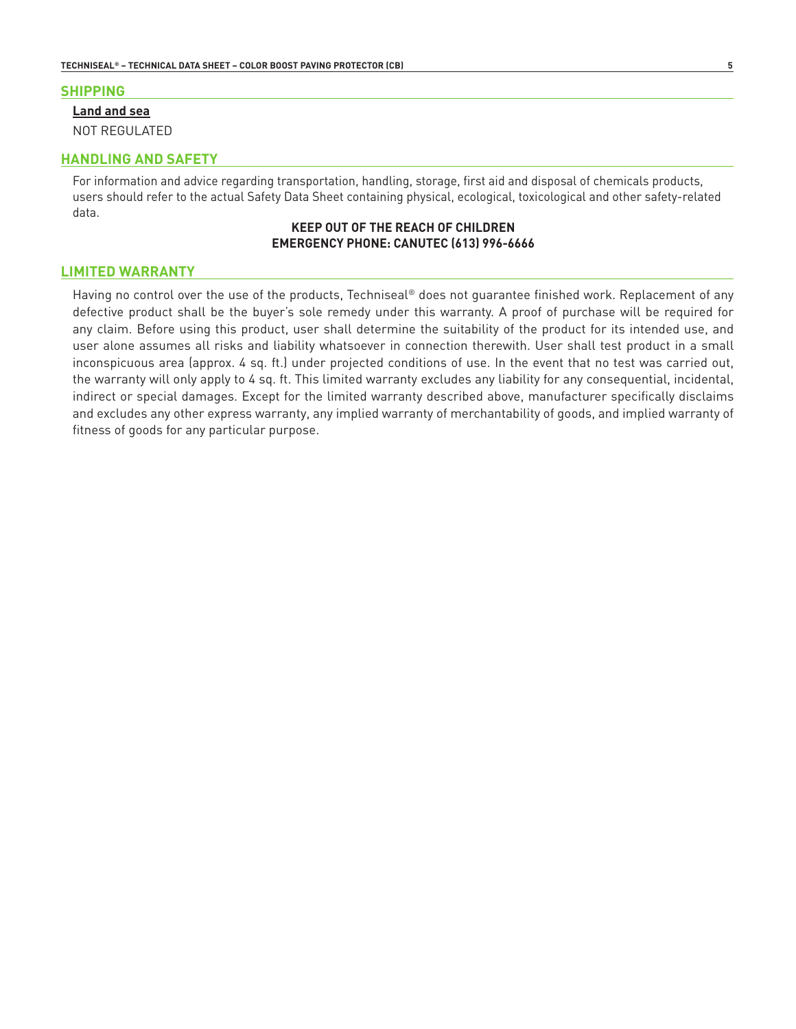## SHIPPING

**Land and sea**

NOT REGULATED

## HANDLING AND SAFETY

For information and advice regarding transportation, handling, storage, first aid and disposal of chemicals products, users should refer to the actual Safety Data Sheet containing physical, ecological, toxicological and other safety-related data.

**KEEP OUT OF THE REACH OF CHILDREN**
**EMERGENCY PHONE: CANUTEC (613) 996-6666**

## LIMITED WARRANTY

Having no control over the use of the products, Techniseal® does not guarantee finished work. Replacement of any defective product shall be the buyer's sole remedy under this warranty. A proof of purchase will be required for any claim. Before using this product, user shall determine the suitability of the product for its intended use, and user alone assumes all risks and liability whatsoever in connection therewith. User shall test product in a small inconspicuous area (approx. 4 sq. ft.) under projected conditions of use. In the event that no test was carried out, the warranty will only apply to 4 sq. ft. This limited warranty excludes any liability for any consequential, incidental, indirect or special damages. Except for the limited warranty described above, manufacturer specifically disclaims and excludes any other express warranty, any implied warranty of merchantability of goods, and implied warranty of fitness of goods for any particular purpose.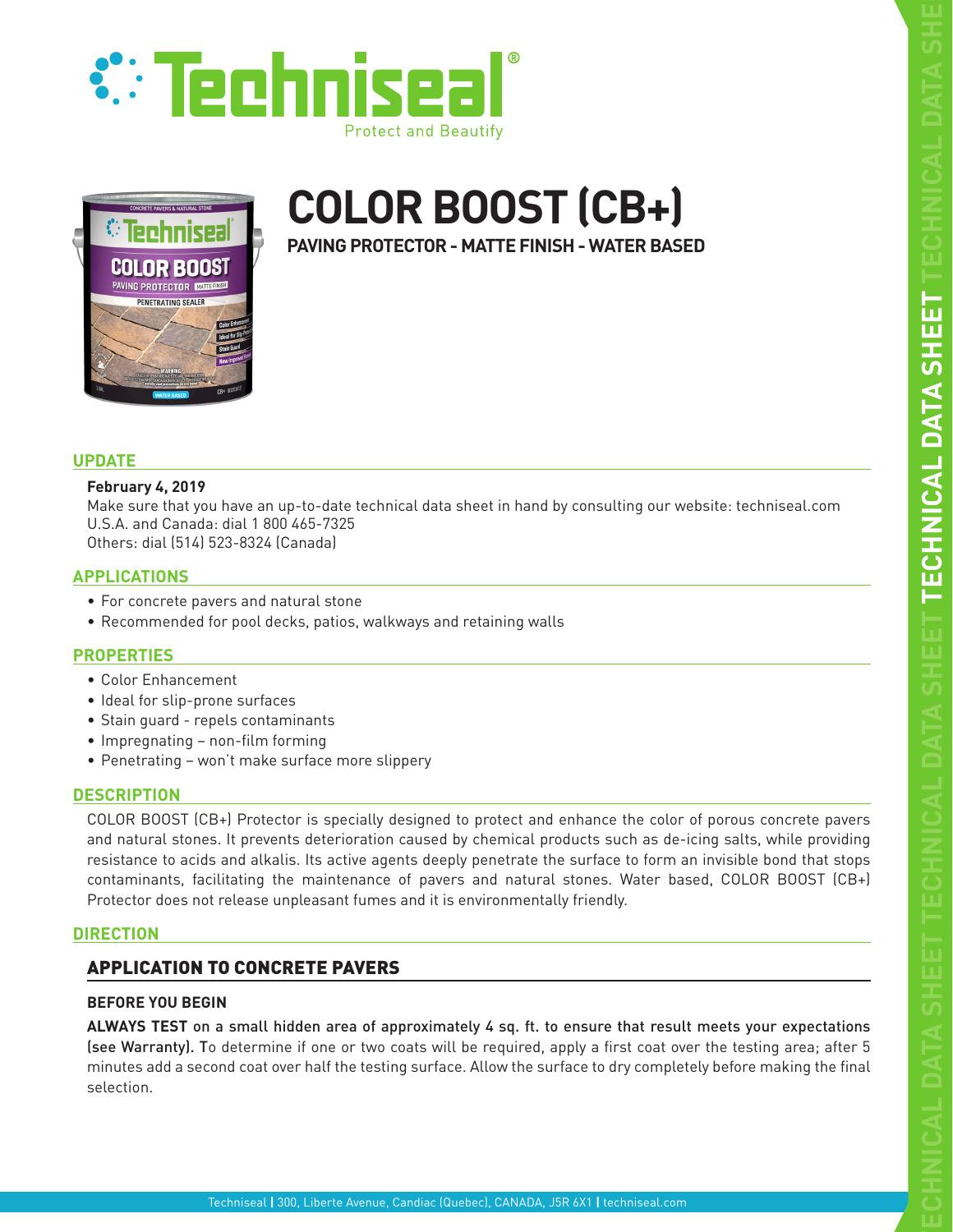# Techniseal

Protect and Beautify

# COLOR BOOST (CB+)

**PAVING PROTECTOR - MATTE FINISH - WATER BASED**

## UPDATE

**February 4, 2019**

Make sure that you have an up-to-date technical data sheet in hand by consulting our website: techniseal.com
U.S.A. and Canada: dial 1 800 465-7325
Others: dial (514) 523-8324 (Canada)

## APPLICATIONS

- For concrete pavers and natural stone
- Recommended for pool decks, patios, walkways and retaining walls

## PROPERTIES

- Color Enhancement
- Ideal for slip-prone surfaces
- Stain guard - repels contaminants
- Impregnating – non-film forming
- Penetrating – won't make surface more slippery

## DESCRIPTION

COLOR BOOST (CB+) Protector is specially designed to protect and enhance the color of porous concrete pavers and natural stones. It prevents deterioration caused by chemical products such as de-icing salts, while providing resistance to acids and alkalis. Its active agents deeply penetrate the surface to form an invisible bond that stops contaminants, facilitating the maintenance of pavers and natural stones. Water based, COLOR BOOST (CB+) Protector does not release unpleasant fumes and it is environmentally friendly.

## DIRECTION

### APPLICATION TO CONCRETE PAVERS

**BEFORE YOU BEGIN**

**ALWAYS TEST** on a small hidden area of approximately 4 sq. ft. to ensure that result meets your expectations (see Warranty). To determine if one or two coats will be required, apply a first coat over the testing area; after 5 minutes add a second coat over half the testing surface. Allow the surface to dry completely before making the final selection.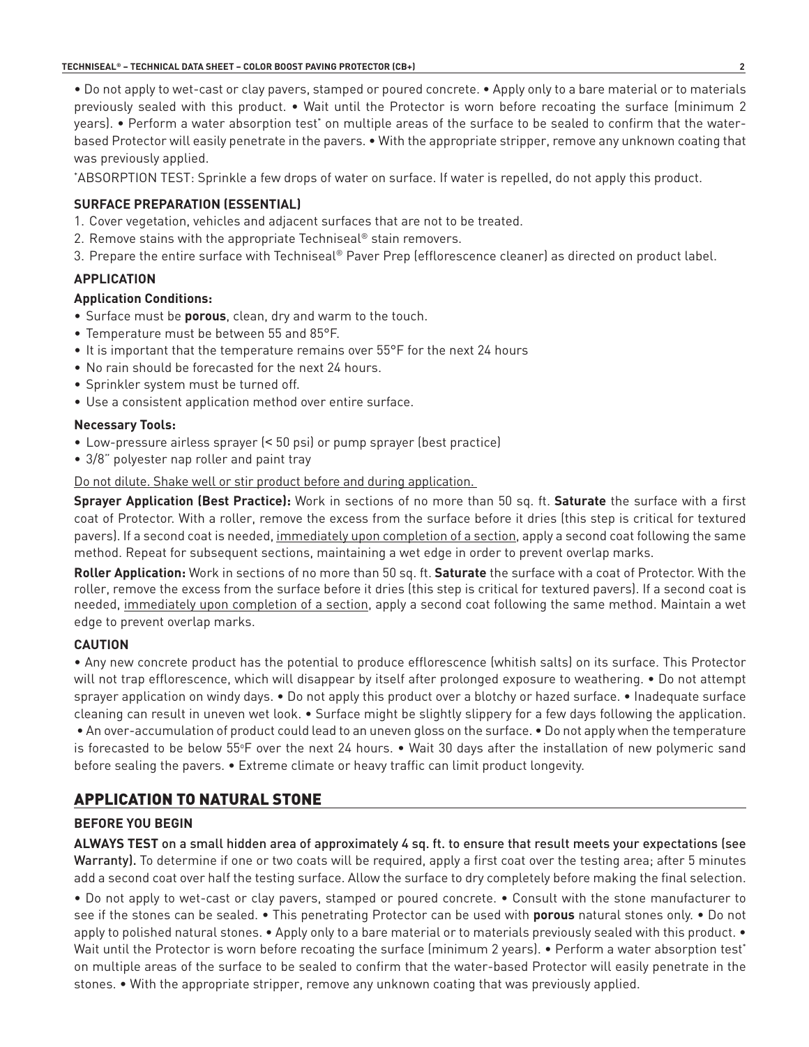• Do not apply to wet-cast or clay pavers, stamped or poured concrete. • Apply only to a bare material or to materials previously sealed with this product. • Wait until the Protector is worn before recoating the surface (minimum 2 years). • Perform a water absorption test* on multiple areas of the surface to be sealed to confirm that the water-based Protector will easily penetrate in the pavers. • With the appropriate stripper, remove any unknown coating that was previously applied.

*ABSORPTION TEST: Sprinkle a few drops of water on surface. If water is repelled, do not apply this product.

### SURFACE PREPARATION (ESSENTIAL)

1. Cover vegetation, vehicles and adjacent surfaces that are not to be treated.
2. Remove stains with the appropriate Techniseal® stain removers.
3. Prepare the entire surface with Techniseal® Paver Prep (efflorescence cleaner) as directed on product label.

### APPLICATION

#### Application Conditions:

- Surface must be **porous**, clean, dry and warm to the touch.
- Temperature must be between 55 and 85°F.
- It is important that the temperature remains over 55°F for the next 24 hours
- No rain should be forecasted for the next 24 hours.
- Sprinkler system must be turned off.
- Use a consistent application method over entire surface.

#### Necessary Tools:

- Low-pressure airless sprayer (< 50 psi) or pump sprayer (best practice)
- 3/8" polyester nap roller and paint tray

Do not dilute. Shake well or stir product before and during application.

**Sprayer Application (Best Practice):** Work in sections of no more than 50 sq. ft. **Saturate** the surface with a first coat of Protector. With a roller, remove the excess from the surface before it dries (this step is critical for textured pavers). If a second coat is needed, immediately upon completion of a section, apply a second coat following the same method. Repeat for subsequent sections, maintaining a wet edge in order to prevent overlap marks.

**Roller Application:** Work in sections of no more than 50 sq. ft. **Saturate** the surface with a coat of Protector. With the roller, remove the excess from the surface before it dries (this step is critical for textured pavers). If a second coat is needed, immediately upon completion of a section, apply a second coat following the same method. Maintain a wet edge to prevent overlap marks.

### CAUTION

• Any new concrete product has the potential to produce efflorescence (whitish salts) on its surface. This Protector will not trap efflorescence, which will disappear by itself after prolonged exposure to weathering. • Do not attempt sprayer application on windy days. • Do not apply this product over a blotchy or hazed surface. • Inadequate surface cleaning can result in uneven wet look. • Surface might be slightly slippery for a few days following the application. • An over-accumulation of product could lead to an uneven gloss on the surface. • Do not apply when the temperature is forecasted to be below 55°F over the next 24 hours. • Wait 30 days after the installation of new polymeric sand before sealing the pavers. • Extreme climate or heavy traffic can limit product longevity.

## APPLICATION TO NATURAL STONE

### BEFORE YOU BEGIN

**ALWAYS TEST** on a small hidden area of approximately 4 sq. ft. to ensure that result meets your expectations (see Warranty). To determine if one or two coats will be required, apply a first coat over the testing area; after 5 minutes add a second coat over half the testing surface. Allow the surface to dry completely before making the final selection.

• Do not apply to wet-cast or clay pavers, stamped or poured concrete. • Consult with the stone manufacturer to see if the stones can be sealed. • This penetrating Protector can be used with **porous** natural stones only. • Do not apply to polished natural stones. • Apply only to a bare material or to materials previously sealed with this product. • Wait until the Protector is worn before recoating the surface (minimum 2 years). • Perform a water absorption test* on multiple areas of the surface to be sealed to confirm that the water-based Protector will easily penetrate in the stones. • With the appropriate stripper, remove any unknown coating that was previously applied.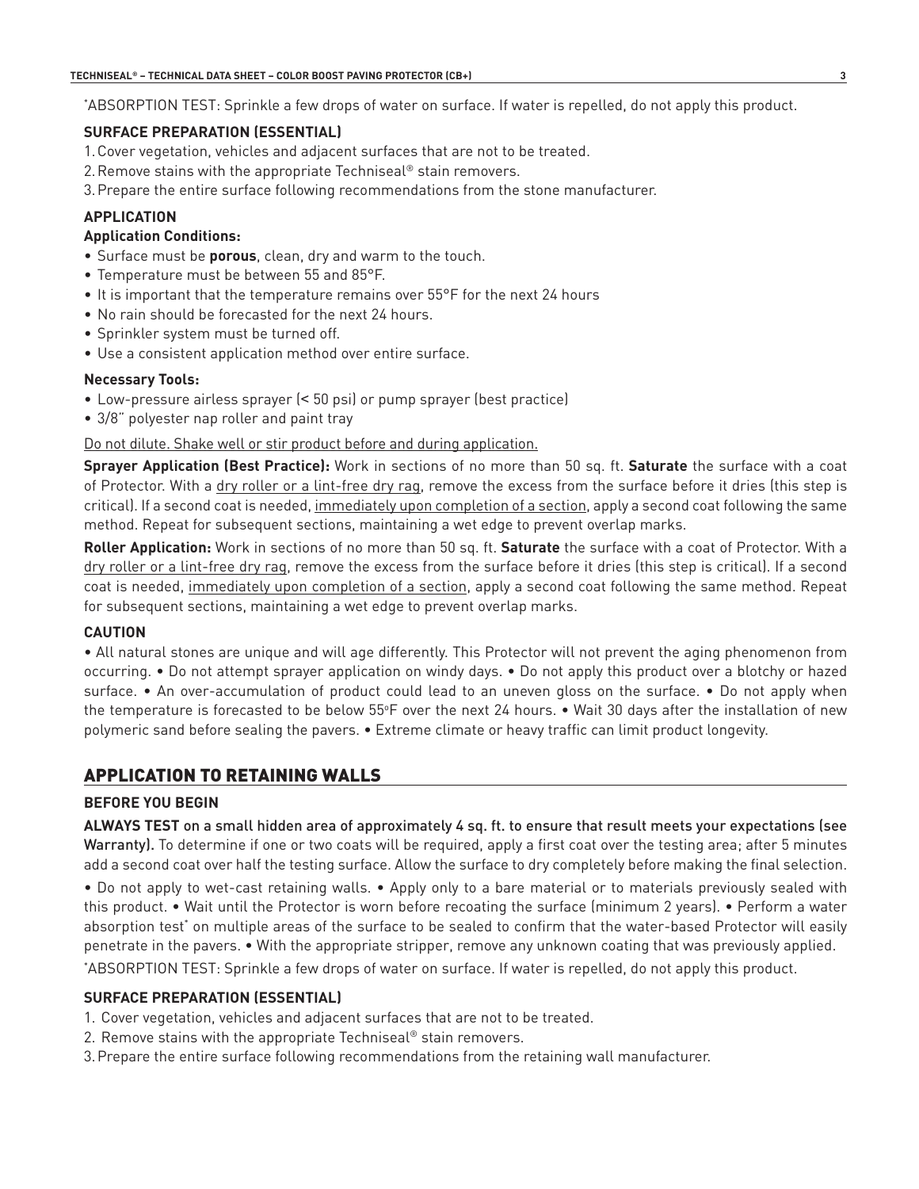*ABSORPTION TEST: Sprinkle a few drops of water on surface. If water is repelled, do not apply this product.

### SURFACE PREPARATION (ESSENTIAL)

1. Cover vegetation, vehicles and adjacent surfaces that are not to be treated.
2. Remove stains with the appropriate Techniseal® stain removers.
3. Prepare the entire surface following recommendations from the stone manufacturer.

### APPLICATION

#### Application Conditions:

- Surface must be **porous**, clean, dry and warm to the touch.
- Temperature must be between 55 and 85°F.
- It is important that the temperature remains over 55°F for the next 24 hours
- No rain should be forecasted for the next 24 hours.
- Sprinkler system must be turned off.
- Use a consistent application method over entire surface.

#### Necessary Tools:

- Low-pressure airless sprayer (< 50 psi) or pump sprayer (best practice)
- 3/8" polyester nap roller and paint tray

<u>Do not dilute. Shake well or stir product before and during application.</u>

**Sprayer Application (Best Practice):** Work in sections of no more than 50 sq. ft. **Saturate** the surface with a coat of Protector. With a <u>dry roller or a lint-free dry rag</u>, remove the excess from the surface before it dries (this step is critical). If a second coat is needed, <u>immediately upon completion of a section</u>, apply a second coat following the same method. Repeat for subsequent sections, maintaining a wet edge to prevent overlap marks.

**Roller Application:** Work in sections of no more than 50 sq. ft. **Saturate** the surface with a coat of Protector. With a <u>dry roller or a lint-free dry rag</u>, remove the excess from the surface before it dries (this step is critical). If a second coat is needed, <u>immediately upon completion of a section</u>, apply a second coat following the same method. Repeat for subsequent sections, maintaining a wet edge to prevent overlap marks.

### CAUTION

• All natural stones are unique and will age differently. This Protector will not prevent the aging phenomenon from occurring. • Do not attempt sprayer application on windy days. • Do not apply this product over a blotchy or hazed surface. • An over-accumulation of product could lead to an uneven gloss on the surface. • Do not apply when the temperature is forecasted to be below 55°F over the next 24 hours. • Wait 30 days after the installation of new polymeric sand before sealing the pavers. • Extreme climate or heavy traffic can limit product longevity.

## APPLICATION TO RETAINING WALLS

### BEFORE YOU BEGIN

**ALWAYS TEST** on a small hidden area of approximately 4 sq. ft. to ensure that result meets your expectations (see Warranty). To determine if one or two coats will be required, apply a first coat over the testing area; after 5 minutes add a second coat over half the testing surface. Allow the surface to dry completely before making the final selection.

• Do not apply to wet-cast retaining walls. • Apply only to a bare material or to materials previously sealed with this product. • Wait until the Protector is worn before recoating the surface (minimum 2 years). • Perform a water absorption test* on multiple areas of the surface to be sealed to confirm that the water-based Protector will easily penetrate in the pavers. • With the appropriate stripper, remove any unknown coating that was previously applied.

*ABSORPTION TEST: Sprinkle a few drops of water on surface. If water is repelled, do not apply this product.

### SURFACE PREPARATION (ESSENTIAL)

1. Cover vegetation, vehicles and adjacent surfaces that are not to be treated.
2. Remove stains with the appropriate Techniseal® stain removers.
3. Prepare the entire surface following recommendations from the retaining wall manufacturer.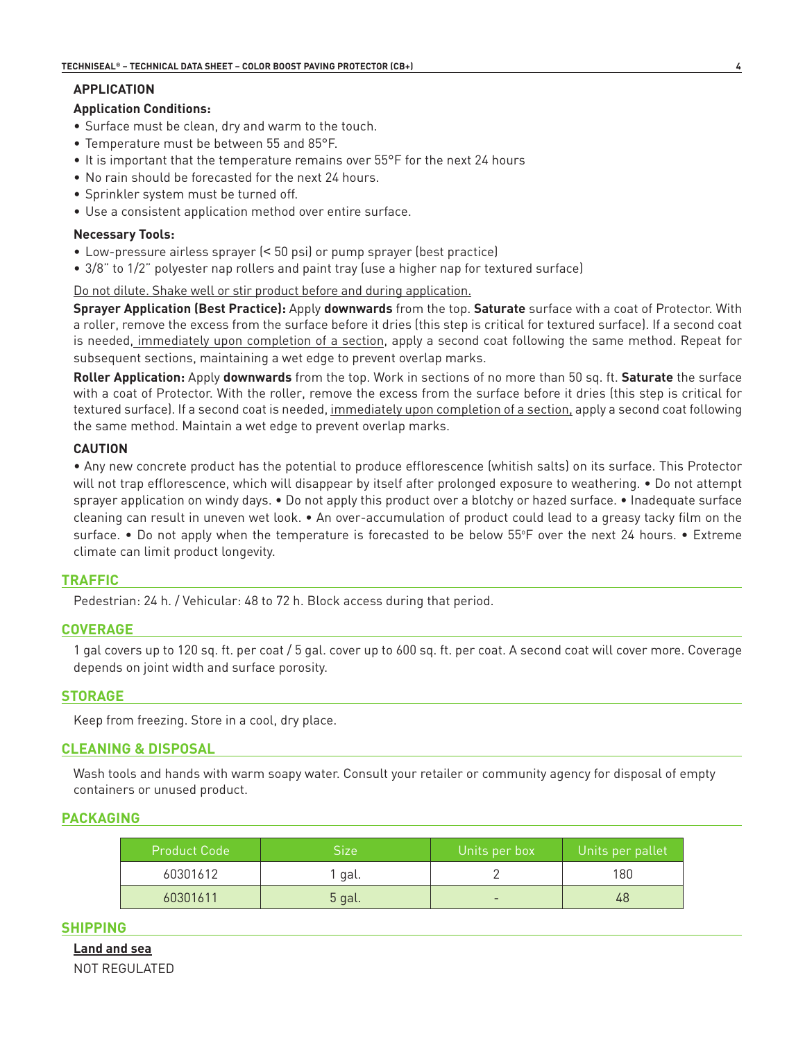## APPLICATION

**Application Conditions:**

- Surface must be clean, dry and warm to the touch.
- Temperature must be between 55 and 85°F.
- It is important that the temperature remains over 55°F for the next 24 hours
- No rain should be forecasted for the next 24 hours.
- Sprinkler system must be turned off.
- Use a consistent application method over entire surface.

**Necessary Tools:**

- Low-pressure airless sprayer (< 50 psi) or pump sprayer (best practice)
- 3/8" to 1/2" polyester nap rollers and paint tray (use a higher nap for textured surface)

<u>Do not dilute. Shake well or stir product before and during application.</u>

**Sprayer Application (Best Practice):** Apply **downwards** from the top. **Saturate** surface with a coat of Protector. With a roller, remove the excess from the surface before it dries (this step is critical for textured surface). If a second coat is needed, <u>immediately upon completion of a section</u>, apply a second coat following the same method. Repeat for subsequent sections, maintaining a wet edge to prevent overlap marks.

**Roller Application:** Apply **downwards** from the top. Work in sections of no more than 50 sq. ft. **Saturate** the surface with a coat of Protector. With the roller, remove the excess from the surface before it dries (this step is critical for textured surface). If a second coat is needed, <u>immediately upon completion of a section,</u> apply a second coat following the same method. Maintain a wet edge to prevent overlap marks.

**CAUTION**

• Any new concrete product has the potential to produce efflorescence (whitish salts) on its surface. This Protector will not trap efflorescence, which will disappear by itself after prolonged exposure to weathering. • Do not attempt sprayer application on windy days. • Do not apply this product over a blotchy or hazed surface. • Inadequate surface cleaning can result in uneven wet look. • An over-accumulation of product could lead to a greasy tacky film on the surface. • Do not apply when the temperature is forecasted to be below 55°F over the next 24 hours. • Extreme climate can limit product longevity.

## TRAFFIC

Pedestrian: 24 h. / Vehicular: 48 to 72 h. Block access during that period.

## COVERAGE

1 gal covers up to 120 sq. ft. per coat / 5 gal. cover up to 600 sq. ft. per coat. A second coat will cover more. Coverage depends on joint width and surface porosity.

## STORAGE

Keep from freezing. Store in a cool, dry place.

## CLEANING & DISPOSAL

Wash tools and hands with warm soapy water. Consult your retailer or community agency for disposal of empty containers or unused product.

## PACKAGING

| Product Code | Size | Units per box | Units per pallet |
|---|---|---|---|
| 60301612 | 1 gal. | 2 | 180 |
| 60301611 | 5 gal. | - | 48 |

## SHIPPING

**<u>Land and sea</u>**

NOT REGULATED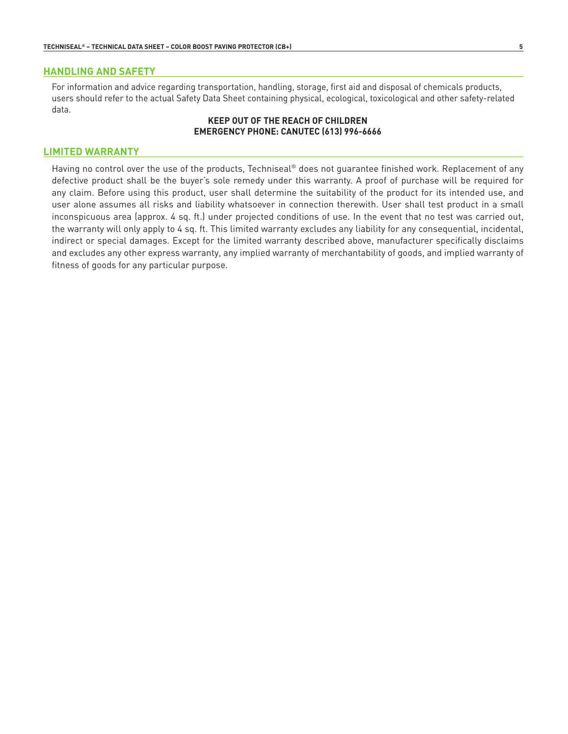## HANDLING AND SAFETY

For information and advice regarding transportation, handling, storage, first aid and disposal of chemicals products, users should refer to the actual Safety Data Sheet containing physical, ecological, toxicological and other safety-related data.

**KEEP OUT OF THE REACH OF CHILDREN**
**EMERGENCY PHONE: CANUTEC (613) 996-6666**

## LIMITED WARRANTY

Having no control over the use of the products, Techniseal® does not guarantee finished work. Replacement of any defective product shall be the buyer's sole remedy under this warranty. A proof of purchase will be required for any claim. Before using this product, user shall determine the suitability of the product for its intended use, and user alone assumes all risks and liability whatsoever in connection therewith. User shall test product in a small inconspicuous area (approx. 4 sq. ft.) under projected conditions of use. In the event that no test was carried out, the warranty will only apply to 4 sq. ft. This limited warranty excludes any liability for any consequential, incidental, indirect or special damages. Except for the limited warranty described above, manufacturer specifically disclaims and excludes any other express warranty, any implied warranty of merchantability of goods, and implied warranty of fitness of goods for any particular purpose.